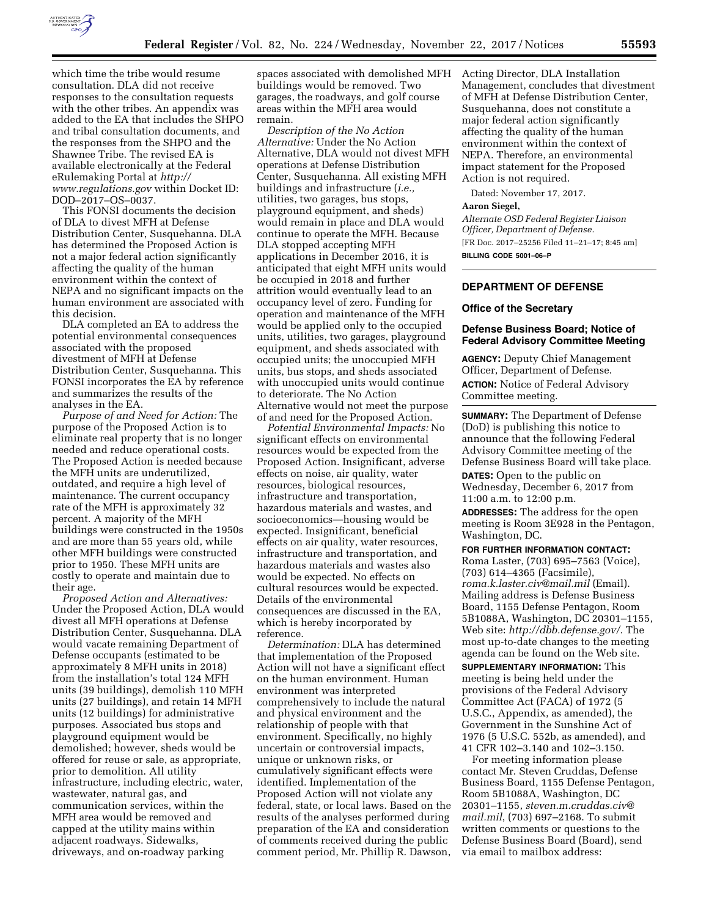which time the tribe would resume consultation. DLA did not receive responses to the consultation requests with the other tribes. An appendix was added to the EA that includes the SHPO and tribal consultation documents, and the responses from the SHPO and the Shawnee Tribe. The revised EA is available electronically at the Federal eRulemaking Portal at *http://www.regulations.gov* within Docket ID: DOD–2017–OS–0037.

This FONSI documents the decision of DLA to divest MFH at Defense Distribution Center, Susquehanna. DLA has determined the Proposed Action is not a major federal action significantly affecting the quality of the human environment within the context of NEPA and no significant impacts on the human environment are associated with this decision.

DLA completed an EA to address the potential environmental consequences associated with the proposed divestment of MFH at Defense Distribution Center, Susquehanna. This FONSI incorporates the EA by reference and summarizes the results of the analyses in the EA.

*Purpose of and Need for Action:* The purpose of the Proposed Action is to eliminate real property that is no longer needed and reduce operational costs. The Proposed Action is needed because the MFH units are underutilized, outdated, and require a high level of maintenance. The current occupancy rate of the MFH is approximately 32 percent. A majority of the MFH buildings were constructed in the 1950s and are more than 55 years old, while other MFH buildings were constructed prior to 1950. These MFH units are costly to operate and maintain due to their age.

*Proposed Action and Alternatives:* Under the Proposed Action, DLA would divest all MFH operations at Defense Distribution Center, Susquehanna. DLA would vacate remaining Department of Defense occupants (estimated to be approximately 8 MFH units in 2018) from the installation's total 124 MFH units (39 buildings), demolish 110 MFH units (27 buildings), and retain 14 MFH units (12 buildings) for administrative purposes. Associated bus stops and playground equipment would be demolished; however, sheds would be offered for reuse or sale, as appropriate, prior to demolition. All utility infrastructure, including electric, water, wastewater, natural gas, and communication services, within the MFH area would be removed and capped at the utility mains within adjacent roadways. Sidewalks, driveways, and on-roadway parking spaces associated with demolished MFH buildings would be removed. Two garages, the roadways, and golf course areas within the MFH area would remain.

*Description of the No Action Alternative:* Under the No Action Alternative, DLA would not divest MFH operations at Defense Distribution Center, Susquehanna. All existing MFH buildings and infrastructure (*i.e.,* utilities, two garages, bus stops, playground equipment, and sheds) would remain in place and DLA would continue to operate the MFH. Because DLA stopped accepting MFH applications in December 2016, it is anticipated that eight MFH units would be occupied in 2018 and further attrition would eventually lead to an occupancy level of zero. Funding for operation and maintenance of the MFH would be applied only to the occupied units, utilities, two garages, playground equipment, and sheds associated with occupied units; the unoccupied MFH units, bus stops, and sheds associated with unoccupied units would continue to deteriorate. The No Action Alternative would not meet the purpose of and need for the Proposed Action.

*Potential Environmental Impacts:* No significant effects on environmental resources would be expected from the Proposed Action. Insignificant, adverse effects on noise, air quality, water resources, biological resources, infrastructure and transportation, hazardous materials and wastes, and socioeconomics—housing would be expected. Insignificant, beneficial effects on air quality, water resources, infrastructure and transportation, and hazardous materials and wastes also would be expected. No effects on cultural resources would be expected. Details of the environmental consequences are discussed in the EA, which is hereby incorporated by reference.

*Determination:* DLA has determined that implementation of the Proposed Action will not have a significant effect on the human environment. Human environment was interpreted comprehensively to include the natural and physical environment and the relationship of people with that environment. Specifically, no highly uncertain or controversial impacts, unique or unknown risks, or cumulatively significant effects were identified. Implementation of the Proposed Action will not violate any federal, state, or local laws. Based on the results of the analyses performed during preparation of the EA and consideration of comments received during the public comment period, Mr. Phillip R. Dawson, Acting Director, DLA Installation Management, concludes that divestment of MFH at Defense Distribution Center, Susquehanna, does not constitute a major federal action significantly affecting the quality of the human environment within the context of NEPA. Therefore, an environmental impact statement for the Proposed Action is not required.

Dated: November 17, 2017.

**Aaron Siegel,**

*Alternate OSD Federal Register Liaison Officer, Department of Defense.*

[FR Doc. 2017–25256 Filed 11–21–17; 8:45 am]

**BILLING CODE 5001–06–P**

## DEPARTMENT OF DEFENSE

### Office of the Secretary

### Defense Business Board; Notice of Federal Advisory Committee Meeting

**AGENCY:** Deputy Chief Management Officer, Department of Defense.

**ACTION:** Notice of Federal Advisory Committee meeting.

**SUMMARY:** The Department of Defense (DoD) is publishing this notice to announce that the following Federal Advisory Committee meeting of the Defense Business Board will take place.

**DATES:** Open to the public on Wednesday, December 6, 2017 from 11:00 a.m. to 12:00 p.m.

**ADDRESSES:** The address for the open meeting is Room 3E928 in the Pentagon, Washington, DC.

**FOR FURTHER INFORMATION CONTACT:** Roma Laster, (703) 695–7563 (Voice), (703) 614–4365 (Facsimile), *roma.k.laster.civ@mail.mil* (Email). Mailing address is Defense Business Board, 1155 Defense Pentagon, Room 5B1088A, Washington, DC 20301–1155, Web site: *http://dbb.defense.gov/.* The most up-to-date changes to the meeting agenda can be found on the Web site.

**SUPPLEMENTARY INFORMATION:** This meeting is being held under the provisions of the Federal Advisory Committee Act (FACA) of 1972 (5 U.S.C., Appendix, as amended), the Government in the Sunshine Act of 1976 (5 U.S.C. 552b, as amended), and 41 CFR 102–3.140 and 102–3.150.

For meeting information please contact Mr. Steven Cruddas, Defense Business Board, 1155 Defense Pentagon, Room 5B1088A, Washington, DC 20301–1155, *steven.m.cruddas.civ@mail.mil*, (703) 697–2168. To submit written comments or questions to the Defense Business Board (Board), send via email to mailbox address: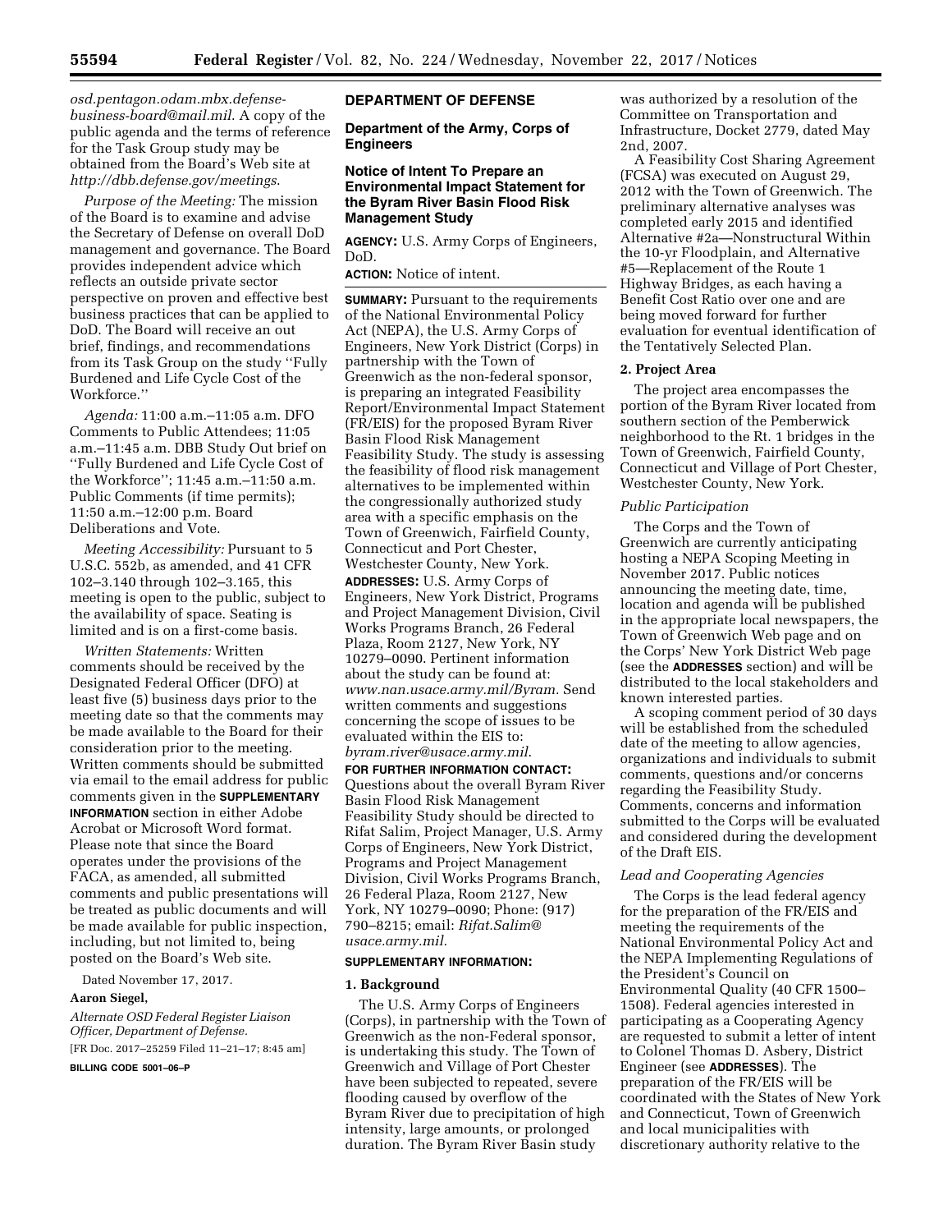*osd.pentagon.odam.mbx.defense-business-board@mail.mil*. A copy of the public agenda and the terms of reference for the Task Group study may be obtained from the Board's Web site at *http://dbb.defense.gov/meetings*.

*Purpose of the Meeting:* The mission of the Board is to examine and advise the Secretary of Defense on overall DoD management and governance. The Board provides independent advice which reflects an outside private sector perspective on proven and effective best business practices that can be applied to DoD. The Board will receive an out brief, findings, and recommendations from its Task Group on the study ''Fully Burdened and Life Cycle Cost of the Workforce.''

*Agenda:* 11:00 a.m.–11:05 a.m. DFO Comments to Public Attendees; 11:05 a.m.–11:45 a.m. DBB Study Out brief on ''Fully Burdened and Life Cycle Cost of the Workforce''; 11:45 a.m.–11:50 a.m. Public Comments (if time permits); 11:50 a.m.–12:00 p.m. Board Deliberations and Vote.

*Meeting Accessibility:* Pursuant to 5 U.S.C. 552b, as amended, and 41 CFR 102–3.140 through 102–3.165, this meeting is open to the public, subject to the availability of space. Seating is limited and is on a first-come basis.

*Written Statements:* Written comments should be received by the Designated Federal Officer (DFO) at least five (5) business days prior to the meeting date so that the comments may be made available to the Board for their consideration prior to the meeting. Written comments should be submitted via email to the email address for public comments given in the **SUPPLEMENTARY INFORMATION** section in either Adobe Acrobat or Microsoft Word format. Please note that since the Board operates under the provisions of the FACA, as amended, all submitted comments and public presentations will be treated as public documents and will be made available for public inspection, including, but not limited to, being posted on the Board's Web site.

Dated November 17, 2017.

**Aaron Siegel,**

*Alternate OSD Federal Register Liaison Officer, Department of Defense.*

[FR Doc. 2017–25259 Filed 11–21–17; 8:45 am]

**BILLING CODE 5001–06–P**

## DEPARTMENT OF DEFENSE

### Department of the Army, Corps of Engineers

### Notice of Intent To Prepare an Environmental Impact Statement for the Byram River Basin Flood Risk Management Study

**AGENCY:** U.S. Army Corps of Engineers, DoD.

**ACTION:** Notice of intent.

**SUMMARY:** Pursuant to the requirements of the National Environmental Policy Act (NEPA), the U.S. Army Corps of Engineers, New York District (Corps) in partnership with the Town of Greenwich as the non-federal sponsor, is preparing an integrated Feasibility Report/Environmental Impact Statement (FR/EIS) for the proposed Byram River Basin Flood Risk Management Feasibility Study. The study is assessing the feasibility of flood risk management alternatives to be implemented within the congressionally authorized study area with a specific emphasis on the Town of Greenwich, Fairfield County, Connecticut and Port Chester, Westchester County, New York.

**ADDRESSES:** U.S. Army Corps of Engineers, New York District, Programs and Project Management Division, Civil Works Programs Branch, 26 Federal Plaza, Room 2127, New York, NY 10279–0090. Pertinent information about the study can be found at: *www.nan.usace.army.mil/Byram.* Send written comments and suggestions concerning the scope of issues to be evaluated within the EIS to: *byram.river@usace.army.mil*.

**FOR FURTHER INFORMATION CONTACT:** Questions about the overall Byram River Basin Flood Risk Management Feasibility Study should be directed to Rifat Salim, Project Manager, U.S. Army Corps of Engineers, New York District, Programs and Project Management Division, Civil Works Programs Branch, 26 Federal Plaza, Room 2127, New York, NY 10279–0090; Phone: (917) 790–8215; email: *Rifat.Salim@usace.army.mil.*

**SUPPLEMENTARY INFORMATION:**

**1. Background**

The U.S. Army Corps of Engineers (Corps), in partnership with the Town of Greenwich as the non-Federal sponsor, is undertaking this study. The Town of Greenwich and Village of Port Chester have been subjected to repeated, severe flooding caused by overflow of the Byram River due to precipitation of high intensity, large amounts, or prolonged duration. The Byram River Basin study was authorized by a resolution of the Committee on Transportation and Infrastructure, Docket 2779, dated May 2nd, 2007.

A Feasibility Cost Sharing Agreement (FCSA) was executed on August 29, 2012 with the Town of Greenwich. The preliminary alternative analyses was completed early 2015 and identified Alternative #2a—Nonstructural Within the 10-yr Floodplain, and Alternative #5—Replacement of the Route 1 Highway Bridges, as each having a Benefit Cost Ratio over one and are being moved forward for further evaluation for eventual identification of the Tentatively Selected Plan.

**2. Project Area**

The project area encompasses the portion of the Byram River located from southern section of the Pemberwick neighborhood to the Rt. 1 bridges in the Town of Greenwich, Fairfield County, Connecticut and Village of Port Chester, Westchester County, New York.

*Public Participation*

The Corps and the Town of Greenwich are currently anticipating hosting a NEPA Scoping Meeting in November 2017. Public notices announcing the meeting date, time, location and agenda will be published in the appropriate local newspapers, the Town of Greenwich Web page and on the Corps' New York District Web page (see the **ADDRESSES** section) and will be distributed to the local stakeholders and known interested parties.

A scoping comment period of 30 days will be established from the scheduled date of the meeting to allow agencies, organizations and individuals to submit comments, questions and/or concerns regarding the Feasibility Study. Comments, concerns and information submitted to the Corps will be evaluated and considered during the development of the Draft EIS.

*Lead and Cooperating Agencies*

The Corps is the lead federal agency for the preparation of the FR/EIS and meeting the requirements of the National Environmental Policy Act and the NEPA Implementing Regulations of the President's Council on Environmental Quality (40 CFR 1500–1508). Federal agencies interested in participating as a Cooperating Agency are requested to submit a letter of intent to Colonel Thomas D. Asbery, District Engineer (see **ADDRESSES**). The preparation of the FR/EIS will be coordinated with the States of New York and Connecticut, Town of Greenwich and local municipalities with discretionary authority relative to the